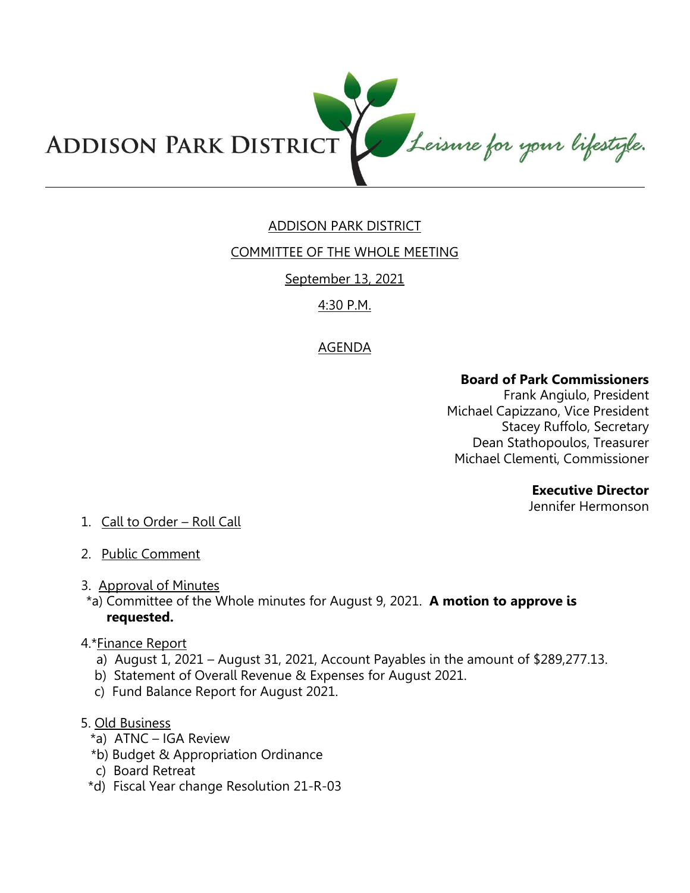ADDISON PARK DISTRICT *Leisure for your lifestyle.*

ADDISON PARK DISTRICT

COMMITTEE OF THE WHOLE MEETING

September 13, 2021

4:30 P.M.

AGENDA

**Board of Park Commissioners**
Frank Angiulo, President
Michael Capizzano, Vice President
Stacey Ruffolo, Secretary
Dean Stathopoulos, Treasurer
Michael Clementi, Commissioner

**Executive Director**
Jennifer Hermonson

1. Call to Order – Roll Call

2. Public Comment

3. Approval of Minutes
   *a) Committee of the Whole minutes for August 9, 2021. **A motion to approve is requested.**

4. *Finance Report
   a) August 1, 2021 – August 31, 2021, Account Payables in the amount of $289,277.13.
   b) Statement of Overall Revenue & Expenses for August 2021.
   c) Fund Balance Report for August 2021.

5. Old Business
   *a) ATNC – IGA Review
   *b) Budget & Appropriation Ordinance
   c) Board Retreat
   *d) Fiscal Year change Resolution 21-R-03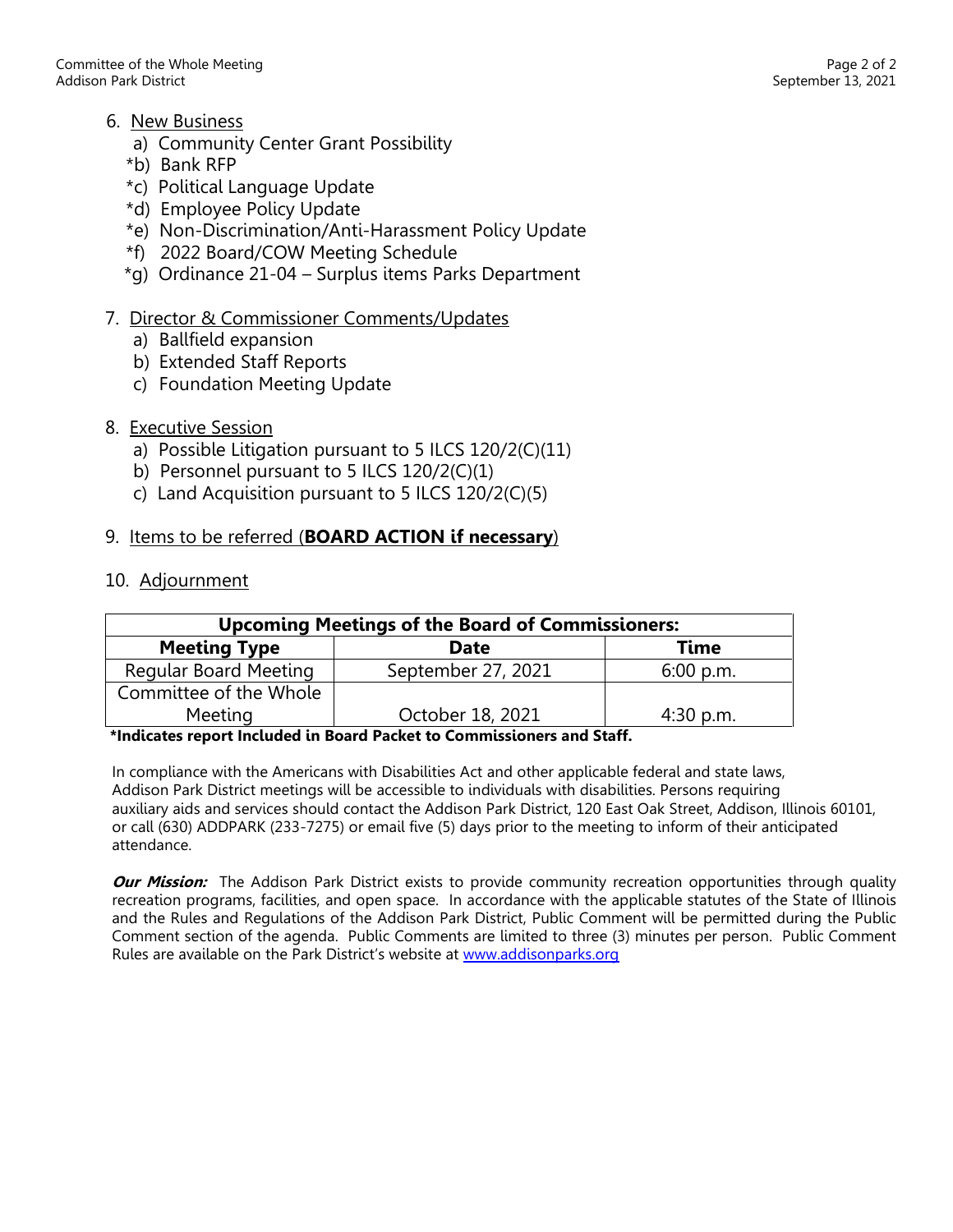6. New Business
   - a) Community Center Grant Possibility
   - *b) Bank RFP
   - *c) Political Language Update
   - *d) Employee Policy Update
   - *e) Non-Discrimination/Anti-Harassment Policy Update
   - *f) 2022 Board/COW Meeting Schedule
   - *g) Ordinance 21-04 – Surplus items Parks Department

7. Director & Commissioner Comments/Updates
   - a) Ballfield expansion
   - b) Extended Staff Reports
   - c) Foundation Meeting Update

8. Executive Session
   - a) Possible Litigation pursuant to 5 ILCS 120/2(C)(11)
   - b) Personnel pursuant to 5 ILCS 120/2(C)(1)
   - c) Land Acquisition pursuant to 5 ILCS 120/2(C)(5)

9. Items to be referred (**BOARD ACTION if necessary**)

10. Adjournment

| **Upcoming Meetings of the Board of Commissioners:** | | |
|---|---|---|
| **Meeting Type** | **Date** | **Time** |
| Regular Board Meeting | September 27, 2021 | 6:00 p.m. |
| Committee of the Whole Meeting | October 18, 2021 | 4:30 p.m. |

**\*Indicates report Included in Board Packet to Commissioners and Staff.**

In compliance with the Americans with Disabilities Act and other applicable federal and state laws, Addison Park District meetings will be accessible to individuals with disabilities. Persons requiring auxiliary aids and services should contact the Addison Park District, 120 East Oak Street, Addison, Illinois 60101, or call (630) ADDPARK (233-7275) or email five (5) days prior to the meeting to inform of their anticipated attendance.

***Our Mission:*** The Addison Park District exists to provide community recreation opportunities through quality recreation programs, facilities, and open space. In accordance with the applicable statutes of the State of Illinois and the Rules and Regulations of the Addison Park District, Public Comment will be permitted during the Public Comment section of the agenda. Public Comments are limited to three (3) minutes per person. Public Comment Rules are available on the Park District's website at www.addisonparks.org